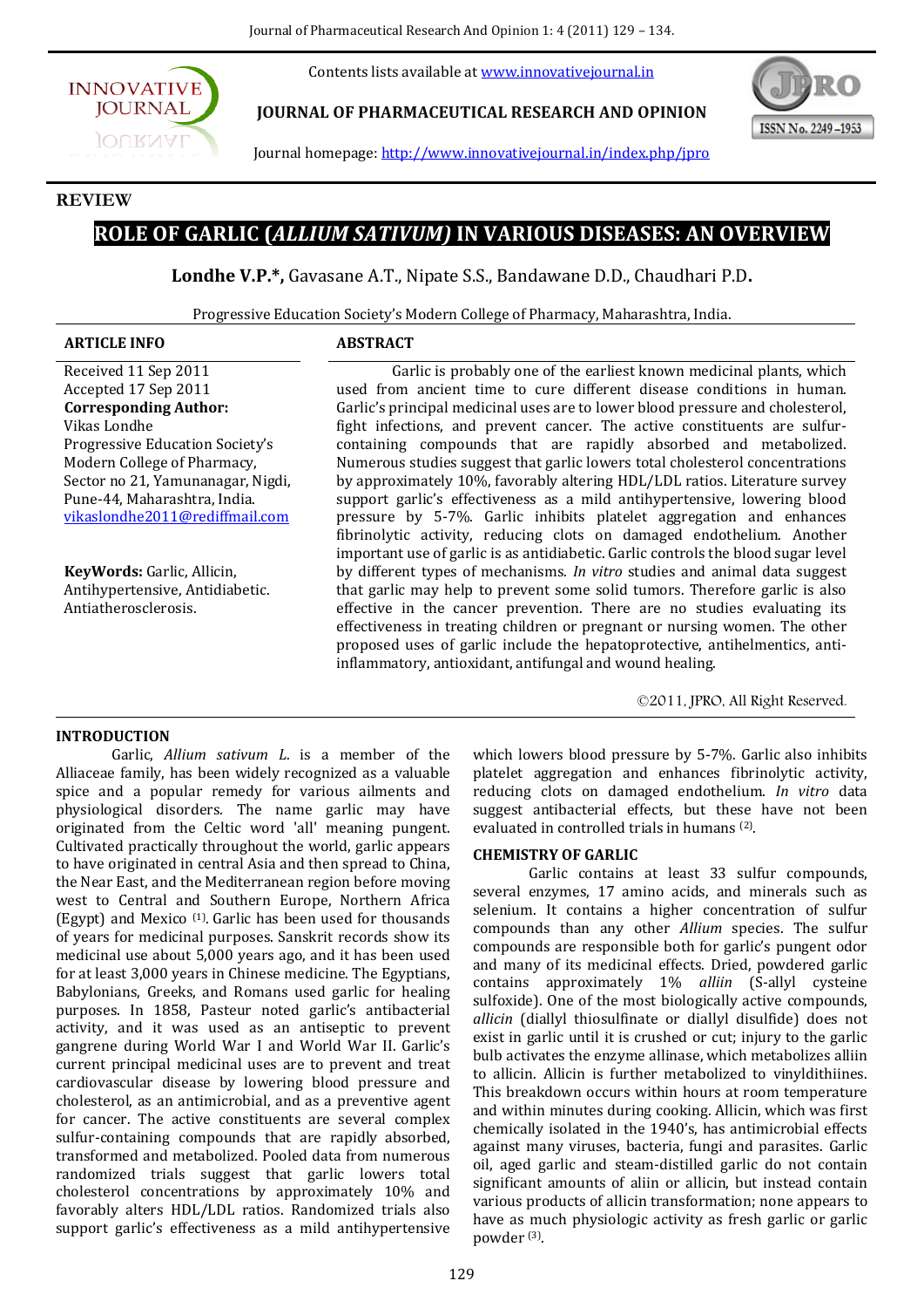Contents lists available at www.innovativejournal.in

**JOURNAL OF PHARMACEUTICAL RESEARCH AND OPINION**

Journal homepage: http://www.innovativejournal.in/index.php/jpro

**REVIEW**

# ROLE OF GARLIC (*ALLIUM SATIVUM*) IN VARIOUS DISEASES: AN OVERVIEW

**Londhe V.P.\***, Gavasane A.T., Nipate S.S., Bandawane D.D., Chaudhari P.D.

Progressive Education Society's Modern College of Pharmacy, Maharashtra, India.

## ARTICLE INFO

Received 11 Sep 2011
Accepted 17 Sep 2011

**Corresponding Author:**
Vikas Londhe
Progressive Education Society's Modern College of Pharmacy, Sector no 21, Yamunanagar, Nigdi, Pune-44, Maharashtra, India.
vikaslondhe2011@rediffmail.com

**KeyWords:** Garlic, Allicin, Antihypertensive, Antidiabetic. Antiatherosclerosis.

## ABSTRACT

Garlic is probably one of the earliest known medicinal plants, which used from ancient time to cure different disease conditions in human. Garlic's principal medicinal uses are to lower blood pressure and cholesterol, fight infections, and prevent cancer. The active constituents are sulfur-containing compounds that are rapidly absorbed and metabolized. Numerous studies suggest that garlic lowers total cholesterol concentrations by approximately 10%, favorably altering HDL/LDL ratios. Literature survey support garlic's effectiveness as a mild antihypertensive, lowering blood pressure by 5-7%. Garlic inhibits platelet aggregation and enhances fibrinolytic activity, reducing clots on damaged endothelium. Another important use of garlic is as antidiabetic. Garlic controls the blood sugar level by different types of mechanisms. *In vitro* studies and animal data suggest that garlic may help to prevent some solid tumors. Therefore garlic is also effective in the cancer prevention. There are no studies evaluating its effectiveness in treating children or pregnant or nursing women. The other proposed uses of garlic include the hepatoprotective, antihelmentics, anti-inflammatory, antioxidant, antifungal and wound healing.

©2011, JPRO, All Right Reserved.

## INTRODUCTION

Garlic, *Allium sativum L.* is a member of the Alliaceae family, has been widely recognized as a valuable spice and a popular remedy for various ailments and physiological disorders. The name garlic may have originated from the Celtic word 'all' meaning pungent. Cultivated practically throughout the world, garlic appears to have originated in central Asia and then spread to China, the Near East, and the Mediterranean region before moving west to Central and Southern Europe, Northern Africa (Egypt) and Mexico [1]. Garlic has been used for thousands of years for medicinal purposes. Sanskrit records show its medicinal use about 5,000 years ago, and it has been used for at least 3,000 years in Chinese medicine. The Egyptians, Babylonians, Greeks, and Romans used garlic for healing purposes. In 1858, Pasteur noted garlic's antibacterial activity, and it was used as an antiseptic to prevent gangrene during World War I and World War II. Garlic's current principal medicinal uses are to prevent and treat cardiovascular disease by lowering blood pressure and cholesterol, as an antimicrobial, and as a preventive agent for cancer. The active constituents are several complex sulfur-containing compounds that are rapidly absorbed, transformed and metabolized. Pooled data from numerous randomized trials suggest that garlic lowers total cholesterol concentrations by approximately 10% and favorably alters HDL/LDL ratios. Randomized trials also support garlic's effectiveness as a mild antihypertensive which lowers blood pressure by 5-7%. Garlic also inhibits platelet aggregation and enhances fibrinolytic activity, reducing clots on damaged endothelium. *In vitro* data suggest antibacterial effects, but these have not been evaluated in controlled trials in humans [2].

## CHEMISTRY OF GARLIC

Garlic contains at least 33 sulfur compounds, several enzymes, 17 amino acids, and minerals such as selenium. It contains a higher concentration of sulfur compounds than any other *Allium* species. The sulfur compounds are responsible both for garlic's pungent odor and many of its medicinal effects. Dried, powdered garlic contains approximately 1% *alliin* (S-allyl cysteine sulfoxide). One of the most biologically active compounds, *allicin* (diallyl thiosulfinate or diallyl disulfide) does not exist in garlic until it is crushed or cut; injury to the garlic bulb activates the enzyme allinase, which metabolizes alliin to allicin. Allicin is further metabolized to vinyldithiines. This breakdown occurs within hours at room temperature and within minutes during cooking. Allicin, which was first chemically isolated in the 1940's, has antimicrobial effects against many viruses, bacteria, fungi and parasites. Garlic oil, aged garlic and steam-distilled garlic do not contain significant amounts of aliin or allicin, but instead contain various products of allicin transformation; none appears to have as much physiologic activity as fresh garlic or garlic powder [3].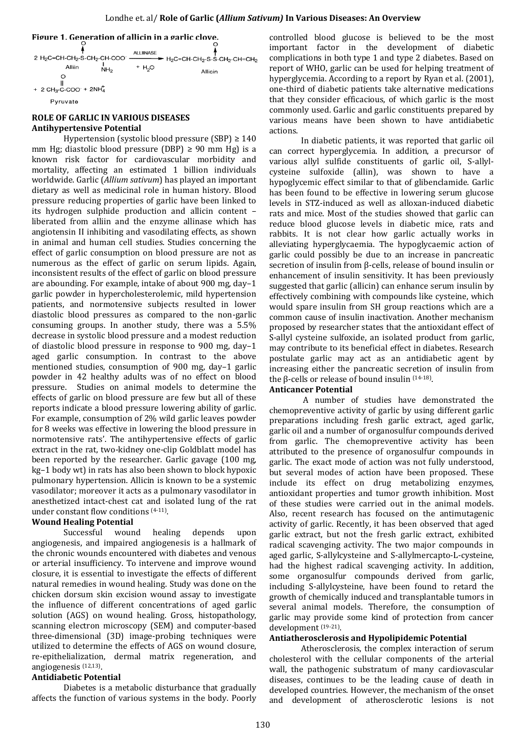**Figure 1. Generation of allicin in a garlic clove.**

$$2\ H_2C{=}CH{-}CH_2{-}\overset{O}{\overset{\uparrow}{S}}{-}CH_2{-}\underset{NH_2}{CH}{-}COO^- \xrightarrow{\text{ALLIINASE}} H_2C{=}CH{-}CH_2{-}S{-}\overset{O}{\overset{\uparrow}{S}}{-}CH_2{-}CH{=}CH_2 + 2\ CH_3{-}\overset{O}{\overset{\|}{C}}{-}COO^- + 2NH_4^+$$

Alliin + $H_2O$ → Allicin + Pyruvate

## ROLE OF GARLIC IN VARIOUS DISEASES

### Antihypertensive Potential

Hypertension (systolic blood pressure (SBP) ≥ 140 mm Hg; diastolic blood pressure (DBP) ≥ 90 mm Hg) is a known risk factor for cardiovascular morbidity and mortality, affecting an estimated 1 billion individuals worldwide. Garlic (*Allium sativum*) has played an important dietary as well as medicinal role in human history. Blood pressure reducing properties of garlic have been linked to its hydrogen sulphide production and allicin content – liberated from alliin and the enzyme allinase which has angiotensin II inhibiting and vasodilating effects, as shown in animal and human cell studies. Studies concerning the effect of garlic consumption on blood pressure are not as numerous as the effect of garlic on serum lipids. Again, inconsistent results of the effect of garlic on blood pressure are abounding. For example, intake of about 900 mg, day−1 garlic powder in hypercholesterolemic, mild hypertension patients, and normotensive subjects resulted in lower diastolic blood pressures as compared to the non-garlic consuming groups. In another study, there was a 5.5% decrease in systolic blood pressure and a modest reduction of diastolic blood pressure in response to 900 mg, day−1 aged garlic consumption. In contrast to the above mentioned studies, consumption of 900 mg, day−1 garlic powder in 42 healthy adults was of no effect on blood pressure. Studies on animal models to determine the effects of garlic on blood pressure are few but all of these reports indicate a blood pressure lowering ability of garlic. For example, consumption of 2% wild garlic leaves powder for 8 weeks was effective in lowering the blood pressure in normotensive rats'. The antihypertensive effects of garlic extract in the rat, two-kidney one-clip Goldblatt model has been reported by the researcher. Garlic gavage (100 mg, kg−1 body wt) in rats has also been shown to block hypoxic pulmonary hypertension. Allicin is known to be a systemic vasodilator; moreover it acts as a pulmonary vasodilator in anesthetized intact-chest cat and isolated lung of the rat under constant flow conditions [4-11].

### Wound Healing Potential

Successful wound healing depends upon angiogenesis, and impaired angiogenesis is a hallmark of the chronic wounds encountered with diabetes and venous or arterial insufficiency. To intervene and improve wound closure, it is essential to investigate the effects of different natural remedies in wound healing. Study was done on the chicken dorsum skin excision wound assay to investigate the influence of different concentrations of aged garlic solution (AGS) on wound healing. Gross, histopathology, scanning electron microscopy (SEM) and computer-based three-dimensional (3D) image-probing techniques were utilized to determine the effects of AGS on wound closure, re-epithelialization, dermal matrix regeneration, and angiogenesis [12,13].

### Antidiabetic Potential

Diabetes is a metabolic disturbance that gradually affects the function of various systems in the body. Poorly controlled blood glucose is believed to be the most important factor in the development of diabetic complications in both type 1 and type 2 diabetes. Based on report of WHO, garlic can be used for helping treatment of hyperglycemia. According to a report by Ryan et al. (2001), one-third of diabetic patients take alternative medications that they consider efficacious, of which garlic is the most commonly used. Garlic and garlic constituents prepared by various means have been shown to have antidiabetic actions.

In diabetic patients, it was reported that garlic oil can correct hyperglycemia. In addition, a precursor of various allyl sulfide constituents of garlic oil, S-allyl-cysteine sulfoxide (allin), was shown to have a hypoglycemic effect similar to that of glibenclamide. Garlic has been found to be effective in lowering serum glucose levels in STZ-induced as well as alloxan-induced diabetic rats and mice. Most of the studies showed that garlic can reduce blood glucose levels in diabetic mice, rats and rabbits. It is not clear how garlic actually works in alleviating hyperglycaemia. The hypoglycaemic action of garlic could possibly be due to an increase in pancreatic secretion of insulin from β-cells, release of bound insulin or enhancement of insulin sensitivity. It has been previously suggested that garlic (allicin) can enhance serum insulin by effectively combining with compounds like cysteine, which would spare insulin from SH group reactions which are a common cause of insulin inactivation. Another mechanism proposed by researcher states that the antioxidant effect of S-allyl cysteine sulfoxide, an isolated product from garlic, may contribute to its beneficial effect in diabetes. Research postulate garlic may act as an antidiabetic agent by increasing either the pancreatic secretion of insulin from the β-cells or release of bound insulin [14-18].

### Anticancer Potential

A number of studies have demonstrated the chemopreventive activity of garlic by using different garlic preparations including fresh garlic extract, aged garlic, garlic oil and a number of organosulfur compounds derived from garlic. The chemopreventive activity has been attributed to the presence of organosulfur compounds in garlic. The exact mode of action was not fully understood, but several modes of action have been proposed. These include its effect on drug metabolizing enzymes, antioxidant properties and tumor growth inhibition. Most of these studies were carried out in the animal models. Also, recent research has focused on the antimutagenic activity of garlic. Recently, it has been observed that aged garlic extract, but not the fresh garlic extract, exhibited radical scavenging activity. The two major compounds in aged garlic, S-allylcysteine and S-allylmercapto-L-cysteine, had the highest radical scavenging activity. In addition, some organosulfur compounds derived from garlic, including S-allylcysteine, have been found to retard the growth of chemically induced and transplantable tumors in several animal models. Therefore, the consumption of garlic may provide some kind of protection from cancer development [19-21].

### Antiatherosclerosis and Hypolipidemic Potential

Atherosclerosis, the complex interaction of serum cholesterol with the cellular components of the arterial wall, the pathogenic substratum of many cardiovascular diseases, continues to be the leading cause of death in developed countries. However, the mechanism of the onset and development of atherosclerotic lesions is not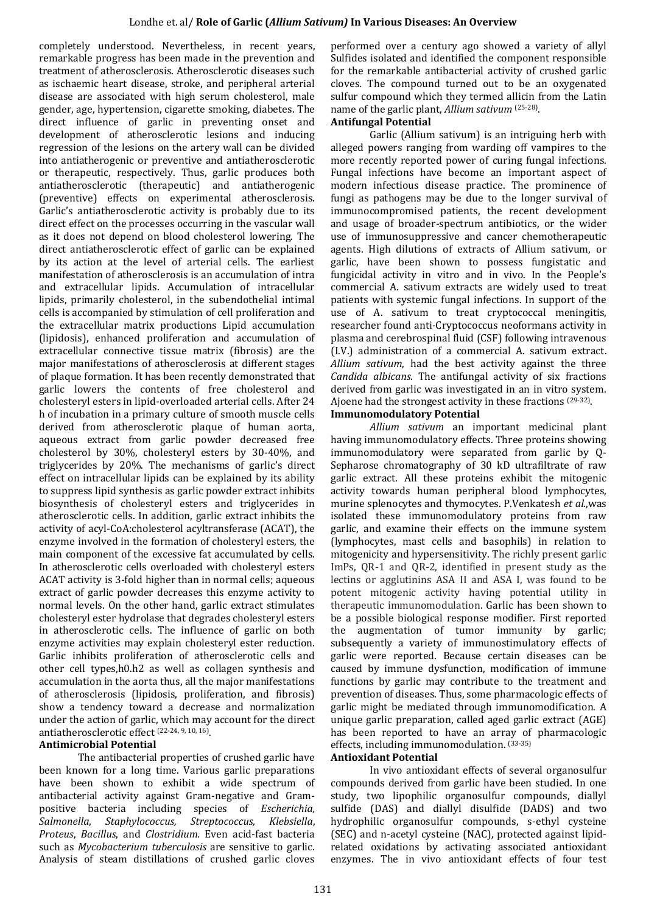completely understood. Nevertheless, in recent years, remarkable progress has been made in the prevention and treatment of atherosclerosis. Atherosclerotic diseases such as ischaemic heart disease, stroke, and peripheral arterial disease are associated with high serum cholesterol, male gender, age, hypertension, cigarette smoking, diabetes. The direct influence of garlic in preventing onset and development of atherosclerotic lesions and inducing regression of the lesions on the artery wall can be divided into antiatherogenic or preventive and antiatherosclerotic or therapeutic, respectively. Thus, garlic produces both antiatherosclerotic (therapeutic) and antiatherogenic (preventive) effects on experimental atherosclerosis. Garlic's antiatherosclerotic activity is probably due to its direct effect on the processes occurring in the vascular wall as it does not depend on blood cholesterol lowering. The direct antiatherosclerotic effect of garlic can be explained by its action at the level of arterial cells. The earliest manifestation of atherosclerosis is an accumulation of intra and extracellular lipids. Accumulation of intracellular lipids, primarily cholesterol, in the subendothelial intimal cells is accompanied by stimulation of cell proliferation and the extracellular matrix productions Lipid accumulation (lipidosis), enhanced proliferation and accumulation of extracellular connective tissue matrix (fibrosis) are the major manifestations of atherosclerosis at different stages of plaque formation. It has been recently demonstrated that garlic lowers the contents of free cholesterol and cholesteryl esters in lipid-overloaded arterial cells. After 24 h of incubation in a primary culture of smooth muscle cells derived from atherosclerotic plaque of human aorta, aqueous extract from garlic powder decreased free cholesterol by 30%, cholesteryl esters by 30-40%, and triglycerides by 20%. The mechanisms of garlic's direct effect on intracellular lipids can be explained by its ability to suppress lipid synthesis as garlic powder extract inhibits biosynthesis of cholesteryl esters and triglycerides in atherosclerotic cells. In addition, garlic extract inhibits the activity of acyl-CoA:cholesterol acyltransferase (ACAT), the enzyme involved in the formation of cholesteryl esters, the main component of the excessive fat accumulated by cells. In atherosclerotic cells overloaded with cholesteryl esters ACAT activity is 3-fold higher than in normal cells; aqueous extract of garlic powder decreases this enzyme activity to normal levels. On the other hand, garlic extract stimulates cholesteryl ester hydrolase that degrades cholesteryl esters in atherosclerotic cells. The influence of garlic on both enzyme activities may explain cholesteryl ester reduction. Garlic inhibits proliferation of atherosclerotic cells and other cell types,h0.h2 as well as collagen synthesis and accumulation in the aorta thus, all the major manifestations of atherosclerosis (lipidosis, proliferation, and fibrosis) show a tendency toward a decrease and normalization under the action of garlic, which may account for the direct antiatherosclerotic effect [22-24, 9, 10, 16].

**Antimicrobial Potential**

The antibacterial properties of crushed garlic have been known for a long time. Various garlic preparations have been shown to exhibit a wide spectrum of antibacterial activity against Gram-negative and Gram-positive bacteria including species of *Escherichia, Salmonella*, *Staphylococcus, Streptococcus, Klebsiella*, *Proteus*, *Bacillus*, and *Clostridium.* Even acid-fast bacteria such as *Mycobacterium tuberculosis* are sensitive to garlic. Analysis of steam distillations of crushed garlic cloves performed over a century ago showed a variety of allyl Sulfides isolated and identified the component responsible for the remarkable antibacterial activity of crushed garlic cloves. The compound turned out to be an oxygenated sulfur compound which they termed allicin from the Latin name of the garlic plant, *Allium sativum* [25-28].

**Antifungal Potential**

Garlic (Allium sativum) is an intriguing herb with alleged powers ranging from warding off vampires to the more recently reported power of curing fungal infections. Fungal infections have become an important aspect of modern infectious disease practice. The prominence of fungi as pathogens may be due to the longer survival of immunocompromised patients, the recent development and usage of broader-spectrum antibiotics, or the wider use of immunosuppressive and cancer chemotherapeutic agents. High dilutions of extracts of Allium sativum, or garlic, have been shown to possess fungistatic and fungicidal activity in vitro and in vivo. In the People's commercial A. sativum extracts are widely used to treat patients with systemic fungal infections. In support of the use of A. sativum to treat cryptococcal meningitis, researcher found anti-Cryptococcus neoformans activity in plasma and cerebrospinal fluid (CSF) following intravenous (I.V.) administration of a commercial A. sativum extract. *Allium sativum*, had the best activity against the three *Candida albicans.* The antifungal activity of six fractions derived from garlic was investigated in an in vitro system. Ajoene had the strongest activity in these fractions [29-32].

**Immunomodulatory Potential**

*Allium sativum* an important medicinal plant having immunomodulatory effects. Three proteins showing immunomodulatory were separated from garlic by Q-Sepharose chromatography of 30 kD ultrafiltrate of raw garlic extract. All these proteins exhibit the mitogenic activity towards human peripheral blood lymphocytes, murine splenocytes and thymocytes. P.Venkatesh *et al.*,was isolated these immunomodulatory proteins from raw garlic, and examine their effects on the immune system (lymphocytes, mast cells and basophils) in relation to mitogenicity and hypersensitivity. The richly present garlic ImPs, QR-1 and QR-2, identified in present study as the lectins or agglutinins ASA II and ASA I, was found to be potent mitogenic activity having potential utility in therapeutic immunomodulation. Garlic has been shown to be a possible biological response modifier. First reported the augmentation of tumor immunity by garlic; subsequently a variety of immunostimulatory effects of garlic were reported. Because certain diseases can be caused by immune dysfunction, modification of immune functions by garlic may contribute to the treatment and prevention of diseases. Thus, some pharmacologic effects of garlic might be mediated through immunomodification. A unique garlic preparation, called aged garlic extract (AGE) has been reported to have an array of pharmacologic effects, including immunomodulation. [33-35]

**Antioxidant Potential**

In vivo antioxidant effects of several organosulfur compounds derived from garlic have been studied. In one study, two lipophilic organosulfur compounds, diallyl sulfide (DAS) and diallyl disulfide (DADS) and two hydrophilic organosulfur compounds, s-ethyl cysteine (SEC) and n-acetyl cysteine (NAC), protected against lipid-related oxidations by activating associated antioxidant enzymes. The in vivo antioxidant effects of four test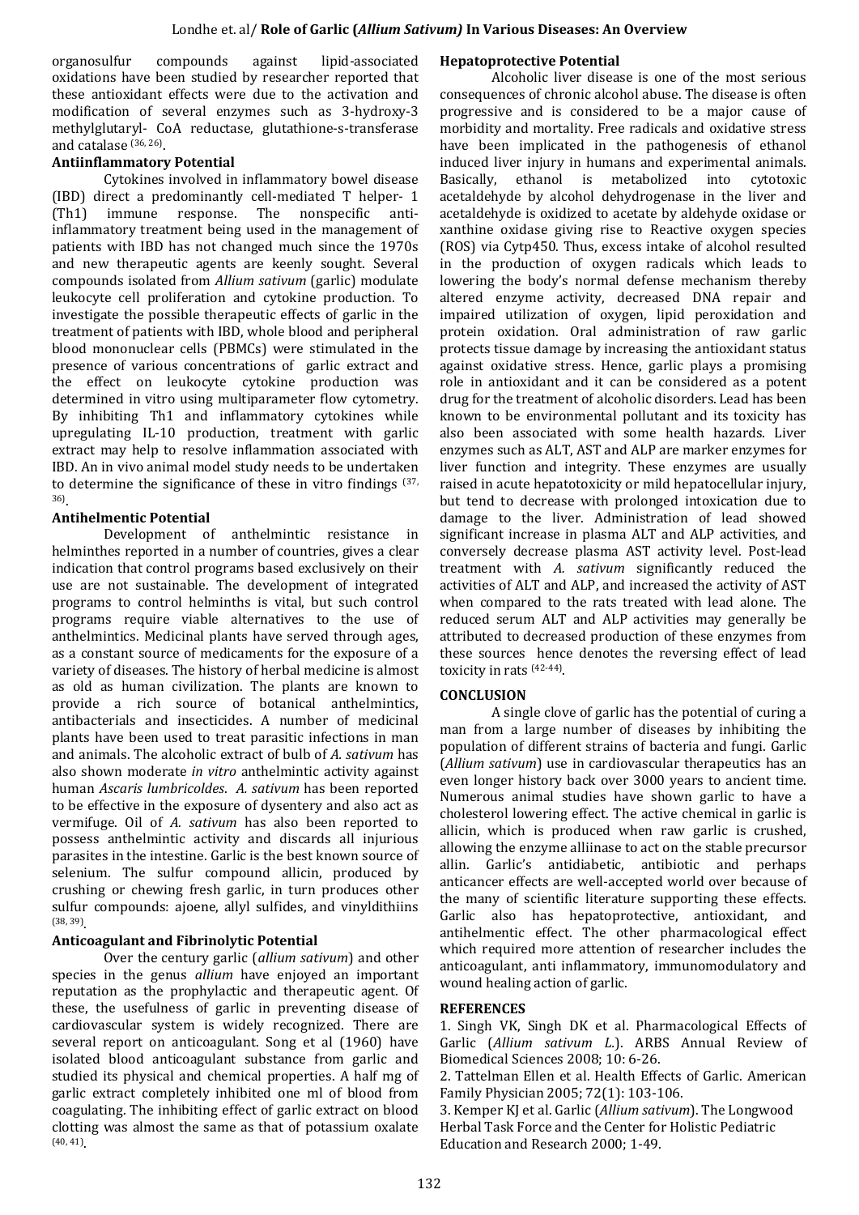organosulfur compounds against lipid-associated oxidations have been studied by researcher reported that these antioxidant effects were due to the activation and modification of several enzymes such as 3-hydroxy-3 methylglutaryl- CoA reductase, glutathione-s-transferase and catalase [36, 26].

### Antiinflammatory Potential

Cytokines involved in inflammatory bowel disease (IBD) direct a predominantly cell-mediated T helper- 1 (Th1) immune response. The nonspecific anti-inflammatory treatment being used in the management of patients with IBD has not changed much since the 1970s and new therapeutic agents are keenly sought. Several compounds isolated from *Allium sativum* (garlic) modulate leukocyte cell proliferation and cytokine production. To investigate the possible therapeutic effects of garlic in the treatment of patients with IBD, whole blood and peripheral blood mononuclear cells (PBMCs) were stimulated in the presence of various concentrations of garlic extract and the effect on leukocyte cytokine production was determined in vitro using multiparameter flow cytometry. By inhibiting Th1 and inflammatory cytokines while upregulating IL-10 production, treatment with garlic extract may help to resolve inflammation associated with IBD. An in vivo animal model study needs to be undertaken to determine the significance of these in vitro findings [37, 36].

### Antihelmentic Potential

Development of anthelmintic resistance in helminthes reported in a number of countries, gives a clear indication that control programs based exclusively on their use are not sustainable. The development of integrated programs to control helminths is vital, but such control programs require viable alternatives to the use of anthelmintics. Medicinal plants have served through ages, as a constant source of medicaments for the exposure of a variety of diseases. The history of herbal medicine is almost as old as human civilization. The plants are known to provide a rich source of botanical anthelmintics, antibacterials and insecticides. A number of medicinal plants have been used to treat parasitic infections in man and animals. The alcoholic extract of bulb of *A. sativum* has also shown moderate *in vitro* anthelmintic activity against human *Ascaris lumbricoldes*. *A. sativum* has been reported to be effective in the exposure of dysentery and also act as vermifuge. Oil of *A. sativum* has also been reported to possess anthelmintic activity and discards all injurious parasites in the intestine. Garlic is the best known source of selenium. The sulfur compound allicin, produced by crushing or chewing fresh garlic, in turn produces other sulfur compounds: ajoene, allyl sulfides, and vinyldithiins [38, 39].

### Anticoagulant and Fibrinolytic Potential

Over the century garlic (*allium sativum*) and other species in the genus *allium* have enjoyed an important reputation as the prophylactic and therapeutic agent. Of these, the usefulness of garlic in preventing disease of cardiovascular system is widely recognized. There are several report on anticoagulant. Song et al (1960) have isolated blood anticoagulant substance from garlic and studied its physical and chemical properties. A half mg of garlic extract completely inhibited one ml of blood from coagulating. The inhibiting effect of garlic extract on blood clotting was almost the same as that of potassium oxalate [40, 41].

### Hepatoprotective Potential

Alcoholic liver disease is one of the most serious consequences of chronic alcohol abuse. The disease is often progressive and is considered to be a major cause of morbidity and mortality. Free radicals and oxidative stress have been implicated in the pathogenesis of ethanol induced liver injury in humans and experimental animals. Basically, ethanol is metabolized into cytotoxic acetaldehyde by alcohol dehydrogenase in the liver and acetaldehyde is oxidized to acetate by aldehyde oxidase or xanthine oxidase giving rise to Reactive oxygen species (ROS) via Cytp450. Thus, excess intake of alcohol resulted in the production of oxygen radicals which leads to lowering the body's normal defense mechanism thereby altered enzyme activity, decreased DNA repair and impaired utilization of oxygen, lipid peroxidation and protein oxidation. Oral administration of raw garlic protects tissue damage by increasing the antioxidant status against oxidative stress. Hence, garlic plays a promising role in antioxidant and it can be considered as a potent drug for the treatment of alcoholic disorders. Lead has been known to be environmental pollutant and its toxicity has also been associated with some health hazards. Liver enzymes such as ALT, AST and ALP are marker enzymes for liver function and integrity. These enzymes are usually raised in acute hepatotoxicity or mild hepatocellular injury, but tend to decrease with prolonged intoxication due to damage to the liver. Administration of lead showed significant increase in plasma ALT and ALP activities, and conversely decrease plasma AST activity level. Post-lead treatment with *A. sativum* significantly reduced the activities of ALT and ALP, and increased the activity of AST when compared to the rats treated with lead alone. The reduced serum ALT and ALP activities may generally be attributed to decreased production of these enzymes from these sources hence denotes the reversing effect of lead toxicity in rats [42-44].

## CONCLUSION

A single clove of garlic has the potential of curing a man from a large number of diseases by inhibiting the population of different strains of bacteria and fungi. Garlic (*Allium sativum*) use in cardiovascular therapeutics has an even longer history back over 3000 years to ancient time. Numerous animal studies have shown garlic to have a cholesterol lowering effect. The active chemical in garlic is allicin, which is produced when raw garlic is crushed, allowing the enzyme alliinase to act on the stable precursor allin. Garlic's antidiabetic, antibiotic and perhaps anticancer effects are well-accepted world over because of the many of scientific literature supporting these effects. Garlic also has hepatoprotective, antioxidant, and antihelmentic effect. The other pharmacological effect which required more attention of researcher includes the anticoagulant, anti inflammatory, immunomodulatory and wound healing action of garlic.

## REFERENCES

1. Singh VK, Singh DK et al. Pharmacological Effects of Garlic (*Allium sativum L.*). ARBS Annual Review of Biomedical Sciences 2008; 10: 6-26.
2. Tattelman Ellen et al. Health Effects of Garlic. American Family Physician 2005; 72(1): 103-106.
3. Kemper KJ et al. Garlic (*Allium sativum*). The Longwood Herbal Task Force and the Center for Holistic Pediatric Education and Research 2000; 1-49.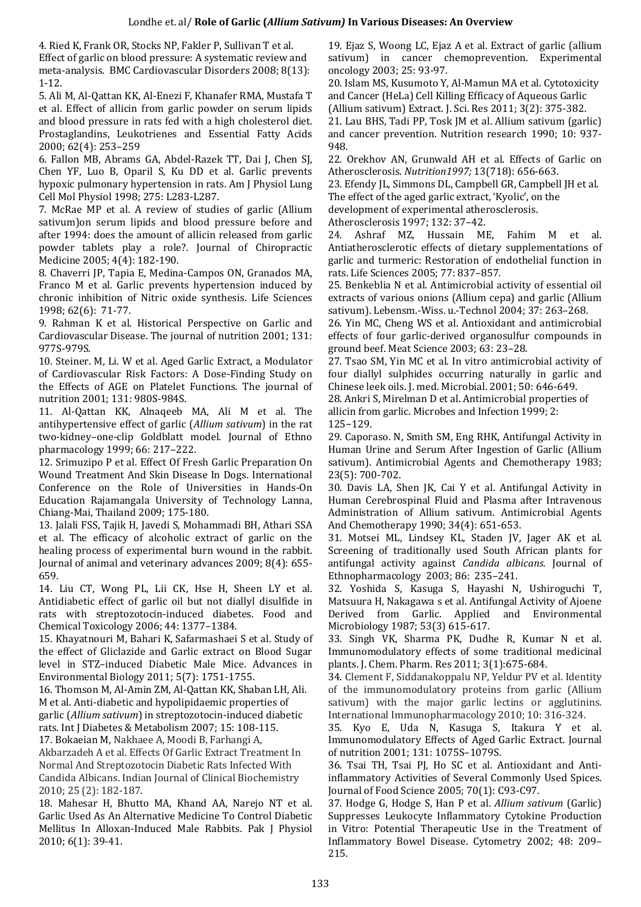4. Ried K, Frank OR, Stocks NP, Fakler P, Sullivan T et al. Effect of garlic on blood pressure: A systematic review and meta-analysis. BMC Cardiovascular Disorders 2008; 8(13): 1-12.

5. Ali M, Al-Qattan KK, Al-Enezi F, Khanafer RMA, Mustafa T et al. Effect of allicin from garlic powder on serum lipids and blood pressure in rats fed with a high cholesterol diet. Prostaglandins, Leukotrienes and Essential Fatty Acids 2000; 62(4): 253–259

6. Fallon MB, Abrams GA, Abdel-Razek TT, Dai J, Chen SJ, Chen YF, Luo B, Oparil S, Ku DD et al. Garlic prevents hypoxic pulmonary hypertension in rats. Am J Physiol Lung Cell Mol Physiol 1998; 275: L283-L287.

7. McRae MP et al. A review of studies of garlic (Allium sativum)on serum lipids and blood pressure before and after 1994: does the amount of allicin released from garlic powder tablets play a role?. Journal of Chiropractic Medicine 2005; 4(4): 182-190.

8. Chaverri JP, Tapia E, Medina-Campos ON, Granados MA, Franco M et al. Garlic prevents hypertension induced by chronic inhibition of Nitric oxide synthesis. Life Sciences 1998; 62(6): 71-77.

9. Rahman K et al. Historical Perspective on Garlic and Cardiovascular Disease. The journal of nutrition 2001; 131: 977S-979S.

10. Steiner. M, Li. W et al. Aged Garlic Extract, a Modulator of Cardiovascular Risk Factors: A Dose-Finding Study on the Effects of AGE on Platelet Functions. The journal of nutrition 2001; 131: 980S-984S.

11. Al-Qattan KK, Alnaqeeb MA, Ali M et al. The antihypertensive effect of garlic (*Allium sativum*) in the rat two-kidney–one-clip Goldblatt model. Journal of Ethno pharmacology 1999; 66: 217–222.

12. Srimuzipo P et al. Effect Of Fresh Garlic Preparation On Wound Treatment And Skin Disease In Dogs. International Conference on the Role of Universities in Hands-On Education Rajamangala University of Technology Lanna, Chiang-Mai, Thailand 2009; 175-180.

13. Jalali FSS, Tajik H, Javedi S, Mohammadi BH, Athari SSA et al. The efficacy of alcoholic extract of garlic on the healing process of experimental burn wound in the rabbit. Journal of animal and veterinary advances 2009; 8(4): 655-659.

14. Liu CT, Wong PL, Lii CK, Hse H, Sheen LY et al. Antidiabetic effect of garlic oil but not diallyl disulfide in rats with streptozotocin-induced diabetes. Food and Chemical Toxicology 2006; 44: 1377–1384.

15. Khayatnouri M, Bahari K, Safarmashaei S et al. Study of the effect of Gliclazide and Garlic extract on Blood Sugar level in STZ–induced Diabetic Male Mice. Advances in Environmental Biology 2011; 5(7): 1751-1755.

16. Thomson M, Al-Amin ZM, Al-Qattan KK, Shaban LH, Ali. M et al. Anti-diabetic and hypolipidaemic properties of garlic (*Allium sativum*) in streptozotocin-induced diabetic rats. Int J Diabetes & Metabolism 2007; 15: 108-115.

17. Bokaeian M, Nakhaee A, Moodi B, Farhangi A, Akbarzadeh A et al. Effects Of Garlic Extract Treatment In Normal And Streptozotocin Diabetic Rats Infected With Candida Albicans. Indian Journal of Clinical Biochemistry 2010; 25 (2): 182-187.

18. Mahesar H, Bhutto MA, Khand AA, Narejo NT et al. Garlic Used As An Alternative Medicine To Control Diabetic Mellitus In Alloxan-Induced Male Rabbits. Pak J Physiol 2010; 6(1): 39-41.

19. Ejaz S, Woong LC, Ejaz A et al. Extract of garlic (allium sativum) in cancer chemoprevention. Experimental oncology 2003; 25: 93-97.

20. Islam MS, Kusumoto Y, Al-Mamun MA et al. Cytotoxicity and Cancer (HeLa) Cell Killing Efficacy of Aqueous Garlic (Allium sativum) Extract. J. Sci. Res 2011; 3(2): 375-382.

21. Lau BHS, Tadi PP, Tosk JM et al. Allium sativum (garlic) and cancer prevention. Nutrition research 1990; 10: 937-948.

22. Orekhov AN, Grunwald AH et al. Effects of Garlic on Atherosclerosis. *Nutrition1997;* 13(718): 656-663.

23. Efendy JL, Simmons DL, Campbell GR, Campbell JH et al. The effect of the aged garlic extract, 'Kyolic', on the development of experimental atherosclerosis. Atherosclerosis 1997; 132: 37–42.

24. Ashraf MZ, Hussain ME, Fahim M et al. Antiatherosclerotic effects of dietary supplementations of garlic and turmeric: Restoration of endothelial function in rats. Life Sciences 2005; 77: 837–857.

25. Benkeblia N et al. Antimicrobial activity of essential oil extracts of various onions (Allium cepa) and garlic (Allium sativum). Lebensm.-Wiss. u.-Technol 2004; 37: 263–268.

26. Yin MC, Cheng WS et al. Antioxidant and antimicrobial effects of four garlic-derived organosulfur compounds in ground beef. Meat Science 2003; 63: 23–28.

27. Tsao SM, Yin MC et al. In vitro antimicrobial activity of four diallyl sulphides occurring naturally in garlic and Chinese leek oils. J. med. Microbial. 2001; 50: 646-649.

28. Ankri S, Mirelman D et al. Antimicrobial properties of allicin from garlic. Microbes and Infection 1999; 2: 125–129.

29. Caporaso. N, Smith SM, Eng RHK, Antifungal Activity in Human Urine and Serum After Ingestion of Garlic (Allium sativum). Antimicrobial Agents and Chemotherapy 1983; 23(5): 700-702.

30. Davis LA, Shen JK, Cai Y et al. Antifungal Activity in Human Cerebrospinal Fluid and Plasma after Intravenous Administration of Allium sativum. Antimicrobial Agents And Chemotherapy 1990; 34(4): 651-653.

31. Motsei ML, Lindsey KL, Staden JV, Jager AK et al. Screening of traditionally used South African plants for antifungal activity against *Candida albicans*. Journal of Ethnopharmacology 2003; 86: 235–241.

32. Yoshida S, Kasuga S, Hayashi N, Ushiroguchi T, Matsuura H, Nakagawa s et al. Antifungal Activity of Ajoene Derived from Garlic. Applied and Environmental Microbiology 1987; 53(3) 615-617.

33. Singh VK, Sharma PK, Dudhe R, Kumar N et al. Immunomodulatory effects of some traditional medicinal plants. J. Chem. Pharm. Res 2011; 3(1):675-684.

34. Clement F, Siddanakoppalu NP, Yeldur PV et al. Identity of the immunomodulatory proteins from garlic (Allium sativum) with the major garlic lectins or agglutinins. International Immunopharmacology 2010; 10: 316-324.

35. Kyo E, Uda N, Kasuga S, Itakura Y et al. Immunomodulatory Effects of Aged Garlic Extract. Journal of nutrition 2001; 131: 1075S–1079S.

36. Tsai TH, Tsai PJ, Ho SC et al. Antioxidant and Anti-inflammatory Activities of Several Commonly Used Spices. Journal of Food Science 2005; 70(1): C93-C97.

37. Hodge G, Hodge S, Han P et al. *Allium sativum* (Garlic) Suppresses Leukocyte Inflammatory Cytokine Production in Vitro: Potential Therapeutic Use in the Treatment of Inflammatory Bowel Disease. Cytometry 2002; 48: 209–215.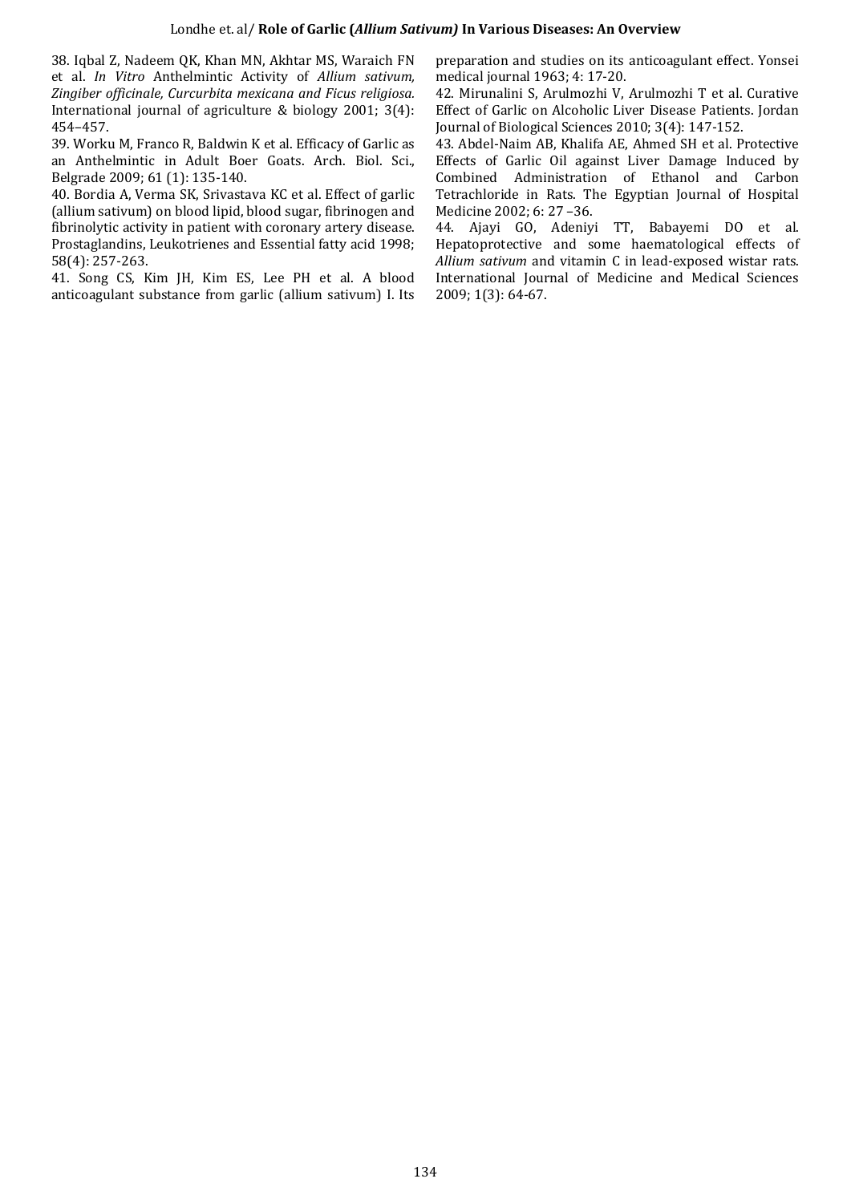38. Iqbal Z, Nadeem QK, Khan MN, Akhtar MS, Waraich FN et al. *In Vitro* Anthelmintic Activity of *Allium sativum, Zingiber officinale, Curcurbita mexicana and Ficus religiosa.* International journal of agriculture & biology 2001; 3(4): 454–457.

39. Worku M, Franco R, Baldwin K et al. Efficacy of Garlic as an Anthelmintic in Adult Boer Goats. Arch. Biol. Sci., Belgrade 2009; 61 (1): 135-140.

40. Bordia A, Verma SK, Srivastava KC et al. Effect of garlic (allium sativum) on blood lipid, blood sugar, fibrinogen and fibrinolytic activity in patient with coronary artery disease. Prostaglandins, Leukotrienes and Essential fatty acid 1998; 58(4): 257-263.

41. Song CS, Kim JH, Kim ES, Lee PH et al. A blood anticoagulant substance from garlic (allium sativum) I. Its preparation and studies on its anticoagulant effect. Yonsei medical journal 1963; 4: 17-20.

42. Mirunalini S, Arulmozhi V, Arulmozhi T et al. Curative Effect of Garlic on Alcoholic Liver Disease Patients. Jordan Journal of Biological Sciences 2010; 3(4): 147-152.

43. Abdel-Naim AB, Khalifa AE, Ahmed SH et al. Protective Effects of Garlic Oil against Liver Damage Induced by Combined Administration of Ethanol and Carbon Tetrachloride in Rats. The Egyptian Journal of Hospital Medicine 2002; 6: 27 –36.

44. Ajayi GO, Adeniyi TT, Babayemi DO et al. Hepatoprotective and some haematological effects of *Allium sativum* and vitamin C in lead-exposed wistar rats. International Journal of Medicine and Medical Sciences 2009; 1(3): 64-67.